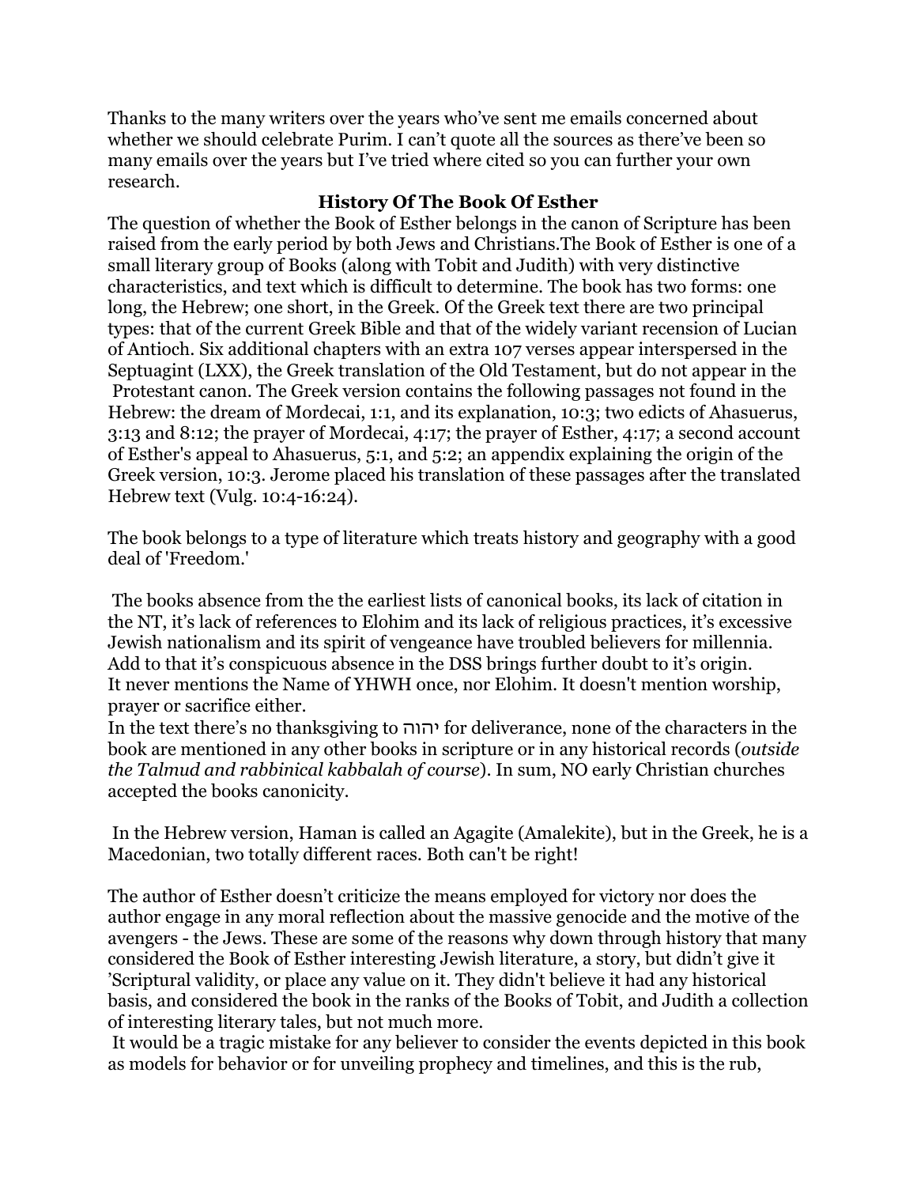Thanks to the many writers over the years who've sent me emails concerned about whether we should celebrate Purim. I can't quote all the sources as there've been so many emails over the years but I've tried where cited so you can further your own research.

## History Of The Book Of Esther

The question of whether the Book of Esther belongs in the canon of Scripture has been raised from the early period by both Jews and Christians.The Book of Esther is one of a small literary group of Books (along with Tobit and Judith) with very distinctive characteristics, and text which is difficult to determine. The book has two forms: one long, the Hebrew; one short, in the Greek. Of the Greek text there are two principal types: that of the current Greek Bible and that of the widely variant recension of Lucian of Antioch. Six additional chapters with an extra 107 verses appear interspersed in the Septuagint (LXX), the Greek translation of the Old Testament, but do not appear in the Protestant canon. The Greek version contains the following passages not found in the Hebrew: the dream of Mordecai, 1:1, and its explanation, 10:3; two edicts of Ahasuerus, 3:13 and 8:12; the prayer of Mordecai, 4:17; the prayer of Esther, 4:17; a second account of Esther's appeal to Ahasuerus, 5:1, and 5:2; an appendix explaining the origin of the Greek version, 10:3. Jerome placed his translation of these passages after the translated Hebrew text (Vulg. 10:4-16:24).

The book belongs to a type of literature which treats history and geography with a good deal of 'Freedom.'

The books absence from the the earliest lists of canonical books, its lack of citation in the NT, it's lack of references to Elohim and its lack of religious practices, it's excessive Jewish nationalism and its spirit of vengeance have troubled believers for millennia. Add to that it's conspicuous absence in the DSS brings further doubt to it's origin. It never mentions the Name of YHWH once, nor Elohim. It doesn't mention worship, prayer or sacrifice either.
In the text there's no thanksgiving to יהוה for deliverance, none of the characters in the book are mentioned in any other books in scripture or in any historical records (*outside the Talmud and rabbinical kabbalah of course*). In sum, NO early Christian churches accepted the books canonicity.

In the Hebrew version, Haman is called an Agagite (Amalekite), but in the Greek, he is a Macedonian, two totally different races. Both can't be right!

The author of Esther doesn't criticize the means employed for victory nor does the author engage in any moral reflection about the massive genocide and the motive of the avengers - the Jews. These are some of the reasons why down through history that many considered the Book of Esther interesting Jewish literature, a story, but didn't give it 'Scriptural validity, or place any value on it. They didn't believe it had any historical basis, and considered the book in the ranks of the Books of Tobit, and Judith a collection of interesting literary tales, but not much more.
It would be a tragic mistake for any believer to consider the events depicted in this book as models for behavior or for unveiling prophecy and timelines, and this is the rub,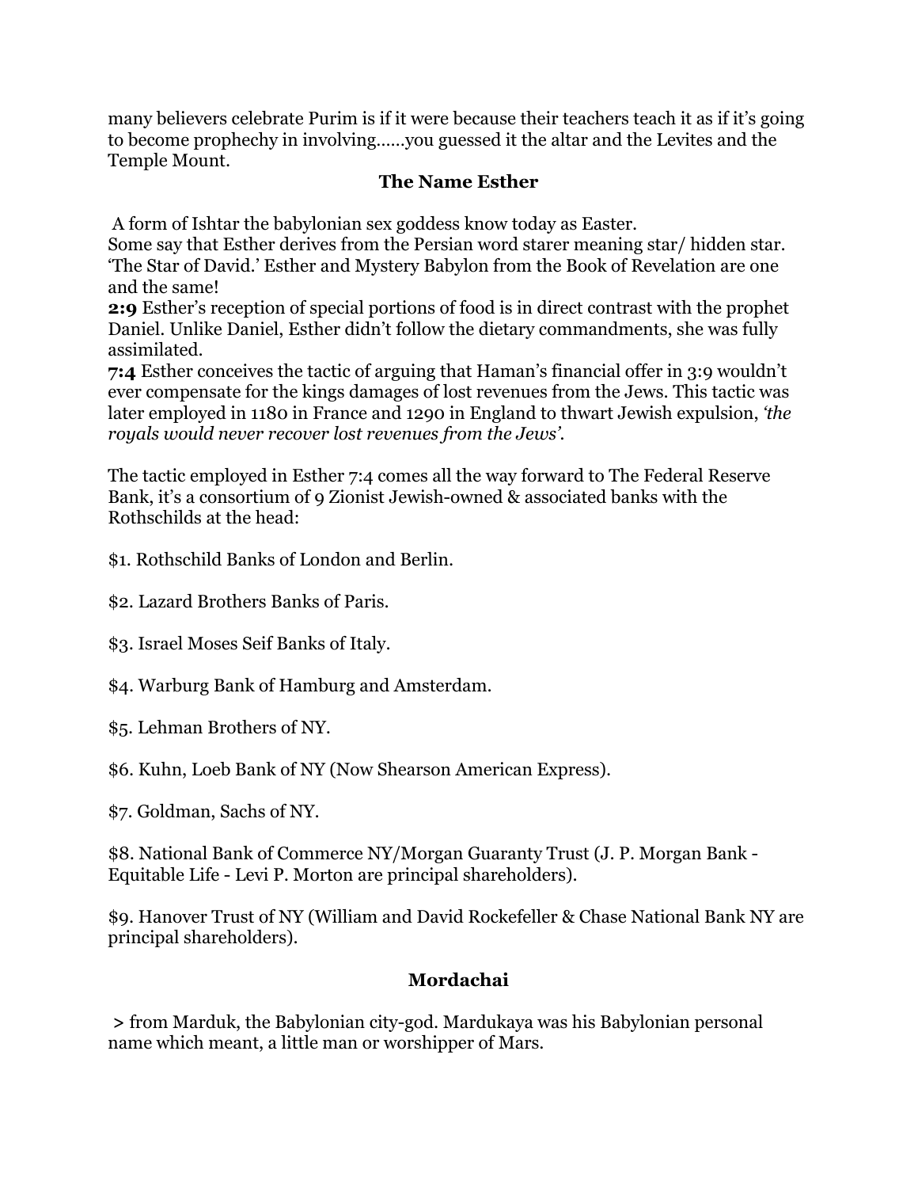many believers celebrate Purim is if it were because their teachers teach it as if it's going to become prophechy in involving……you guessed it the altar and the Levites and the Temple Mount.

## The Name Esther

A form of Ishtar the babylonian sex goddess know today as Easter.
Some say that Esther derives from the Persian word starer meaning star/ hidden star. 'The Star of David.' Esther and Mystery Babylon from the Book of Revelation are one and the same!

**2:9** Esther's reception of special portions of food is in direct contrast with the prophet Daniel. Unlike Daniel, Esther didn't follow the dietary commandments, she was fully assimilated.

**7:4** Esther conceives the tactic of arguing that Haman's financial offer in 3:9 wouldn't ever compensate for the kings damages of lost revenues from the Jews. This tactic was later employed in 1180 in France and 1290 in England to thwart Jewish expulsion, *'the royals would never recover lost revenues from the Jews'.*

The tactic employed in Esther 7:4 comes all the way forward to The Federal Reserve Bank, it's a consortium of 9 Zionist Jewish-owned & associated banks with the Rothschilds at the head:

$1. Rothschild Banks of London and Berlin.

$2. Lazard Brothers Banks of Paris.

$3. Israel Moses Seif Banks of Italy.

$4. Warburg Bank of Hamburg and Amsterdam.

$5. Lehman Brothers of NY.

$6. Kuhn, Loeb Bank of NY (Now Shearson American Express).

$7. Goldman, Sachs of NY.

$8. National Bank of Commerce NY/Morgan Guaranty Trust (J. P. Morgan Bank - Equitable Life - Levi P. Morton are principal shareholders).

$9. Hanover Trust of NY (William and David Rockefeller & Chase National Bank NY are principal shareholders).

## Mordachai

> from Marduk, the Babylonian city-god. Mardukaya was his Babylonian personal name which meant, a little man or worshipper of Mars.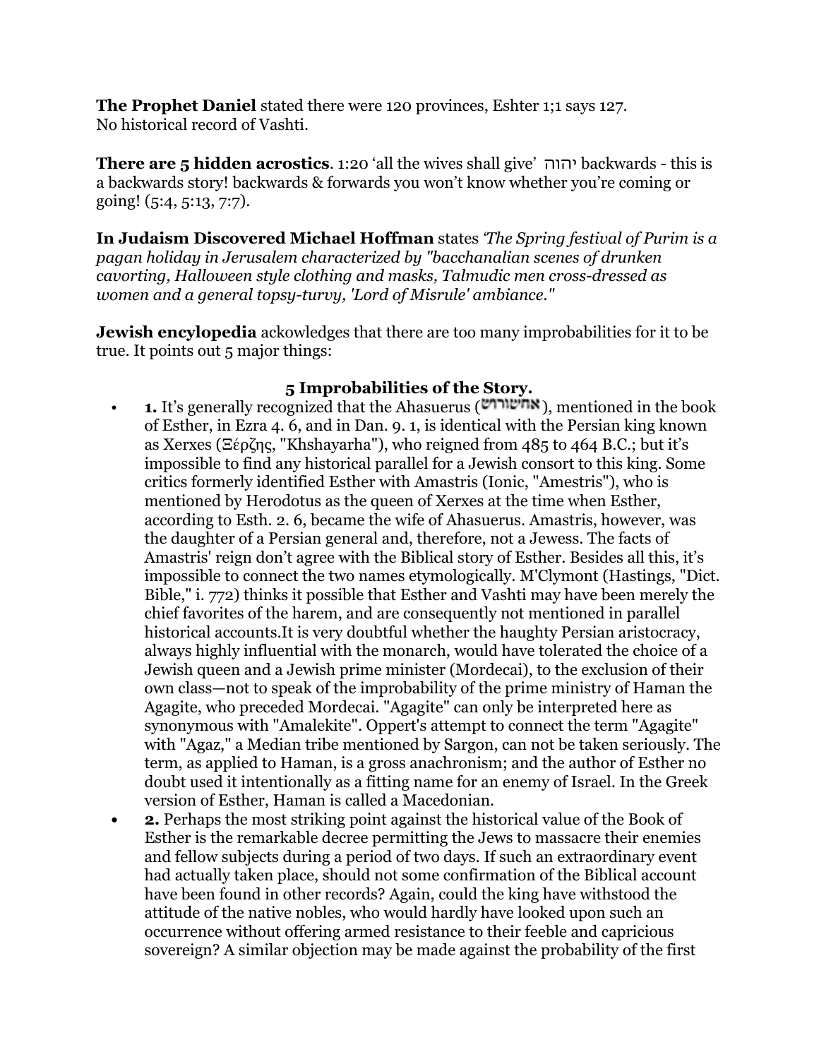**The Prophet Daniel** stated there were 120 provinces, Eshter 1;1 says 127.
No historical record of Vashti.

**There are 5 hidden acrostics**. 1:20 'all the wives shall give' יהוה backwards - this is a backwards story! backwards & forwards you won't know whether you're coming or going! (5:4, 5:13, 7:7).

**In Judaism Discovered Michael Hoffman** states *'The Spring festival of Purim is a pagan holiday in Jerusalem characterized by "bacchanalian scenes of drunken cavorting, Halloween style clothing and masks, Talmudic men cross-dressed as women and a general topsy-turvy, 'Lord of Misrule' ambiance."*

**Jewish encylopedia** ackowledges that there are too many improbabilities for it to be true. It points out 5 major things:

### 5 Improbabilities of the Story.

- **1.** It's generally recognized that the Ahasuerus (אחשורוש), mentioned in the book of Esther, in Ezra 4. 6, and in Dan. 9. 1, is identical with the Persian king known as Xerxes (Ξέρζης, "Khshayarha"), who reigned from 485 to 464 B.C.; but it's impossible to find any historical parallel for a Jewish consort to this king. Some critics formerly identified Esther with Amastris (Ionic, "Amestris"), who is mentioned by Herodotus as the queen of Xerxes at the time when Esther, according to Esth. 2. 6, became the wife of Ahasuerus. Amastris, however, was the daughter of a Persian general and, therefore, not a Jewess. The facts of Amastris' reign don't agree with the Biblical story of Esther. Besides all this, it's impossible to connect the two names etymologically. M'Clymont (Hastings, "Dict. Bible," i. 772) thinks it possible that Esther and Vashti may have been merely the chief favorites of the harem, and are consequently not mentioned in parallel historical accounts.It is very doubtful whether the haughty Persian aristocracy, always highly influential with the monarch, would have tolerated the choice of a Jewish queen and a Jewish prime minister (Mordecai), to the exclusion of their own class—not to speak of the improbability of the prime ministry of Haman the Agagite, who preceded Mordecai. "Agagite" can only be interpreted here as synonymous with "Amalekite". Oppert's attempt to connect the term "Agagite" with "Agaz," a Median tribe mentioned by Sargon, can not be taken seriously. The term, as applied to Haman, is a gross anachronism; and the author of Esther no doubt used it intentionally as a fitting name for an enemy of Israel. In the Greek version of Esther, Haman is called a Macedonian.
- **2.** Perhaps the most striking point against the historical value of the Book of Esther is the remarkable decree permitting the Jews to massacre their enemies and fellow subjects during a period of two days. If such an extraordinary event had actually taken place, should not some confirmation of the Biblical account have been found in other records? Again, could the king have withstood the attitude of the native nobles, who would hardly have looked upon such an occurrence without offering armed resistance to their feeble and capricious sovereign? A similar objection may be made against the probability of the first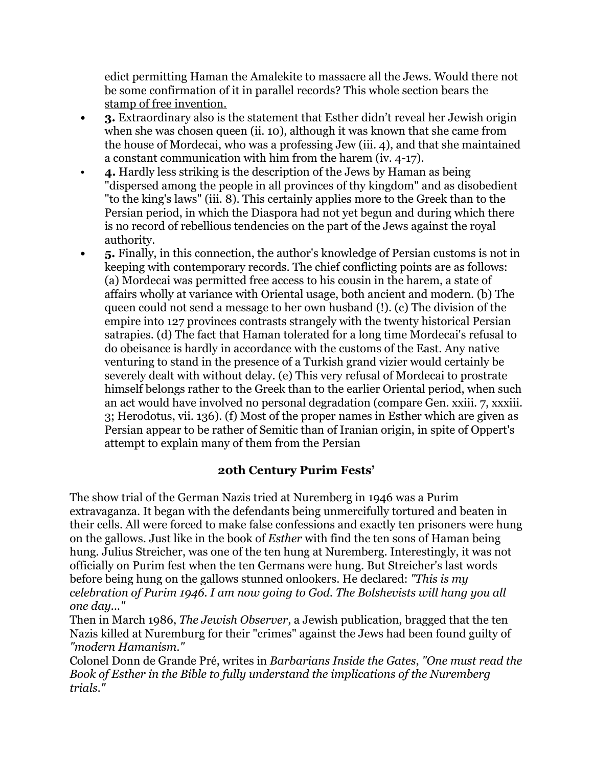edict permitting Haman the Amalekite to massacre all the Jews. Would there not be some confirmation of it in parallel records? This whole section bears the stamp of free invention.

- **3.** Extraordinary also is the statement that Esther didn't reveal her Jewish origin when she was chosen queen (ii. 10), although it was known that she came from the house of Mordecai, who was a professing Jew (iii. 4), and that she maintained a constant communication with him from the harem (iv. 4-17).
- **4.** Hardly less striking is the description of the Jews by Haman as being "dispersed among the people in all provinces of thy kingdom" and as disobedient "to the king's laws" (iii. 8). This certainly applies more to the Greek than to the Persian period, in which the Diaspora had not yet begun and during which there is no record of rebellious tendencies on the part of the Jews against the royal authority.
- **5.** Finally, in this connection, the author's knowledge of Persian customs is not in keeping with contemporary records. The chief conflicting points are as follows: (a) Mordecai was permitted free access to his cousin in the harem, a state of affairs wholly at variance with Oriental usage, both ancient and modern. (b) The queen could not send a message to her own husband (!). (c) The division of the empire into 127 provinces contrasts strangely with the twenty historical Persian satrapies. (d) The fact that Haman tolerated for a long time Mordecai's refusal to do obeisance is hardly in accordance with the customs of the East. Any native venturing to stand in the presence of a Turkish grand vizier would certainly be severely dealt with without delay. (e) This very refusal of Mordecai to prostrate himself belongs rather to the Greek than to the earlier Oriental period, when such an act would have involved no personal degradation (compare Gen. xxiii. 7, xxxiii. 3; Herodotus, vii. 136). (f) Most of the proper names in Esther which are given as Persian appear to be rather of Semitic than of Iranian origin, in spite of Oppert's attempt to explain many of them from the Persian

## 20th Century Purim Fests'

The show trial of the German Nazis tried at Nuremberg in 1946 was a Purim extravaganza. It began with the defendants being unmercifully tortured and beaten in their cells. All were forced to make false confessions and exactly ten prisoners were hung on the gallows. Just like in the book of *Esther* with find the ten sons of Haman being hung. Julius Streicher, was one of the ten hung at Nuremberg. Interestingly, it was not officially on Purim fest when the ten Germans were hung. But Streicher's last words before being hung on the gallows stunned onlookers. He declared: *"This is my celebration of Purim 1946. I am now going to God. The Bolshevists will hang you all one day..."*

Then in March 1986, *The Jewish Observer*, a Jewish publication, bragged that the ten Nazis killed at Nuremberg for their "crimes" against the Jews had been found guilty of *"modern Hamanism."*

Colonel Donn de Grande Pré, writes in *Barbarians Inside the Gates*, *"One must read the Book of Esther in the Bible to fully understand the implications of the Nuremberg trials."*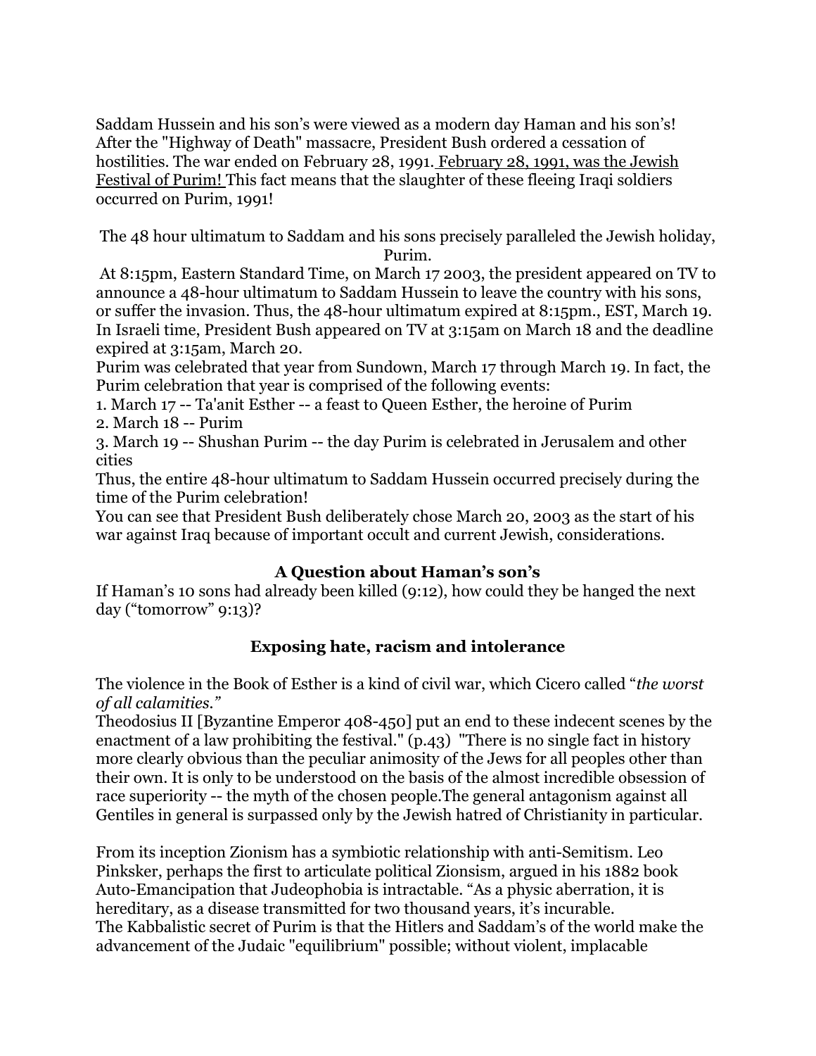Saddam Hussein and his son's were viewed as a modern day Haman and his son's! After the "Highway of Death" massacre, President Bush ordered a cessation of hostilities. The war ended on February 28, 1991. February 28, 1991, was the Jewish Festival of Purim! This fact means that the slaughter of these fleeing Iraqi soldiers occurred on Purim, 1991!

The 48 hour ultimatum to Saddam and his sons precisely paralleled the Jewish holiday, Purim.

At 8:15pm, Eastern Standard Time, on March 17 2003, the president appeared on TV to announce a 48-hour ultimatum to Saddam Hussein to leave the country with his sons, or suffer the invasion. Thus, the 48-hour ultimatum expired at 8:15pm., EST, March 19. In Israeli time, President Bush appeared on TV at 3:15am on March 18 and the deadline expired at 3:15am, March 20.

Purim was celebrated that year from Sundown, March 17 through March 19. In fact, the Purim celebration that year is comprised of the following events:

1. March 17 -- Ta'anit Esther -- a feast to Queen Esther, the heroine of Purim
2. March 18 -- Purim
3. March 19 -- Shushan Purim -- the day Purim is celebrated in Jerusalem and other cities

Thus, the entire 48-hour ultimatum to Saddam Hussein occurred precisely during the time of the Purim celebration!

You can see that President Bush deliberately chose March 20, 2003 as the start of his war against Iraq because of important occult and current Jewish, considerations.

### A Question about Haman's son's

If Haman's 10 sons had already been killed (9:12), how could they be hanged the next day ("tomorrow" 9:13)?

### Exposing hate, racism and intolerance

The violence in the Book of Esther is a kind of civil war, which Cicero called "*the worst of all calamities."*

Theodosius II [Byzantine Emperor 408-450] put an end to these indecent scenes by the enactment of a law prohibiting the festival." (p.43) "There is no single fact in history more clearly obvious than the peculiar animosity of the Jews for all peoples other than their own. It is only to be understood on the basis of the almost incredible obsession of race superiority -- the myth of the chosen people.The general antagonism against all Gentiles in general is surpassed only by the Jewish hatred of Christianity in particular.

From its inception Zionism has a symbiotic relationship with anti-Semitism. Leo Pinksker, perhaps the first to articulate political Zionism, argued in his 1882 book Auto-Emancipation that Judeophobia is intractable. "As a physic aberration, it is hereditary, as a disease transmitted for two thousand years, it's incurable.

The Kabbalistic secret of Purim is that the Hitlers and Saddam's of the world make the advancement of the Judaic "equilibrium" possible; without violent, implacable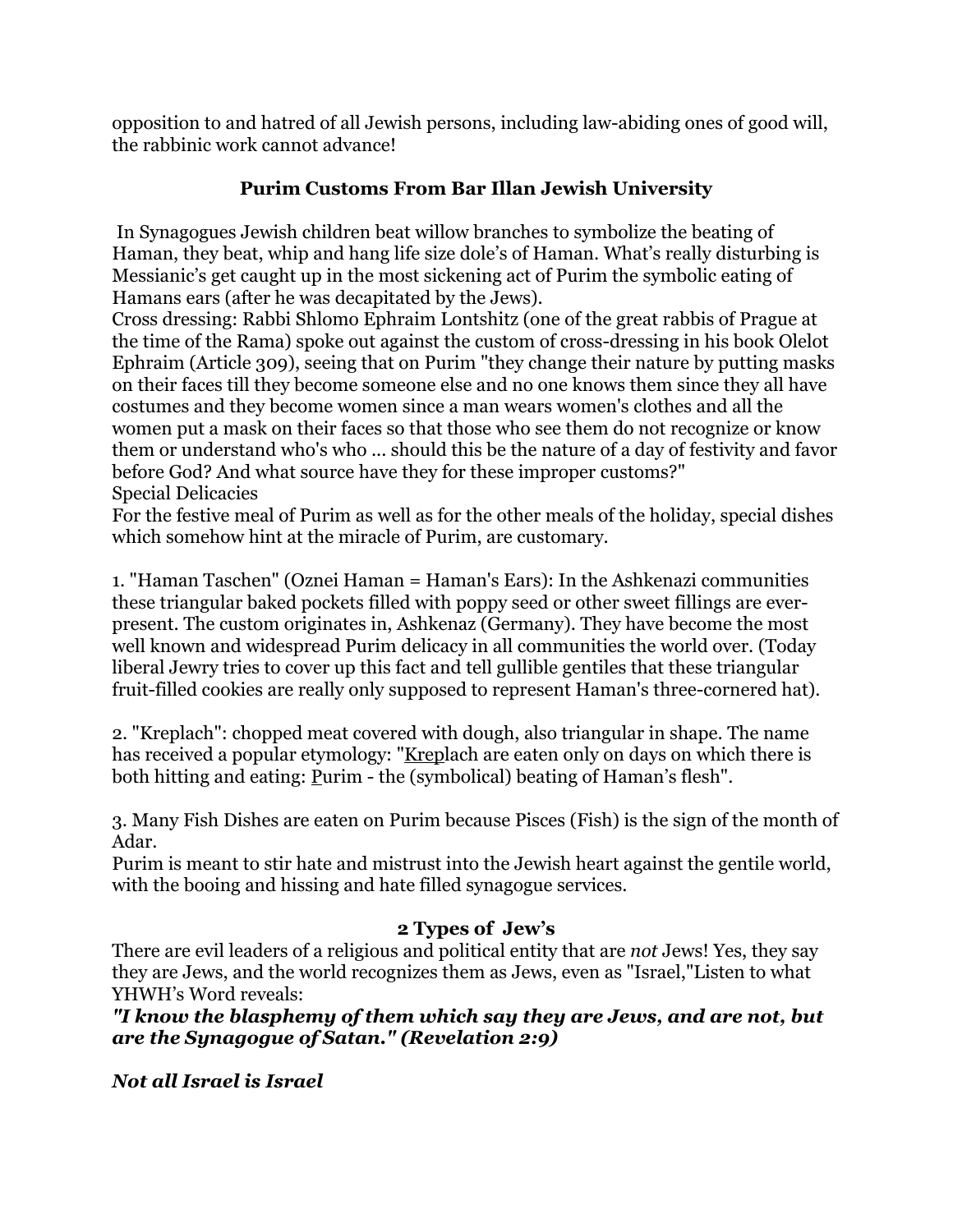opposition to and hatred of all Jewish persons, including law-abiding ones of good will, the rabbinic work cannot advance!

## Purim Customs From Bar Illan Jewish University

In Synagogues Jewish children beat willow branches to symbolize the beating of Haman, they beat, whip and hang life size dole's of Haman. What's really disturbing is Messianic's get caught up in the most sickening act of Purim the symbolic eating of Hamans ears (after he was decapitated by the Jews).
Cross dressing: Rabbi Shlomo Ephraim Lontshitz (one of the great rabbis of Prague at the time of the Rama) spoke out against the custom of cross-dressing in his book Olelot Ephraim (Article 309), seeing that on Purim "they change their nature by putting masks on their faces till they become someone else and no one knows them since they all have costumes and they become women since a man wears women's clothes and all the women put a mask on their faces so that those who see them do not recognize or know them or understand who's who ... should this be the nature of a day of festivity and favor before God? And what source have they for these improper customs?"
Special Delicacies
For the festive meal of Purim as well as for the other meals of the holiday, special dishes which somehow hint at the miracle of Purim, are customary.

1. "Haman Taschen" (Oznei Haman = Haman's Ears): In the Ashkenazi communities these triangular baked pockets filled with poppy seed or other sweet fillings are ever-present. The custom originates in, Ashkenaz (Germany). They have become the most well known and widespread Purim delicacy in all communities the world over. (Today liberal Jewry tries to cover up this fact and tell gullible gentiles that these triangular fruit-filled cookies are really only supposed to represent Haman's three-cornered hat).

2. "Kreplach": chopped meat covered with dough, also triangular in shape. The name has received a popular etymology: "<u>Krep</u>lach are eaten only on days on which there is both hitting and eating: <u>P</u>urim - the (symbolical) beating of Haman's flesh".

3. Many Fish Dishes are eaten on Purim because Pisces (Fish) is the sign of the month of Adar.
Purim is meant to stir hate and mistrust into the Jewish heart against the gentile world, with the booing and hissing and hate filled synagogue services.

## 2 Types of Jew's

There are evil leaders of a religious and political entity that are *not* Jews! Yes, they say they are Jews, and the world recognizes them as Jews, even as "Israel,"Listen to what YHWH's Word reveals:

***"I know the blasphemy of them which say they are Jews, and are not, but are the Synagogue of Satan." (Revelation 2:9)***

***Not all Israel is Israel***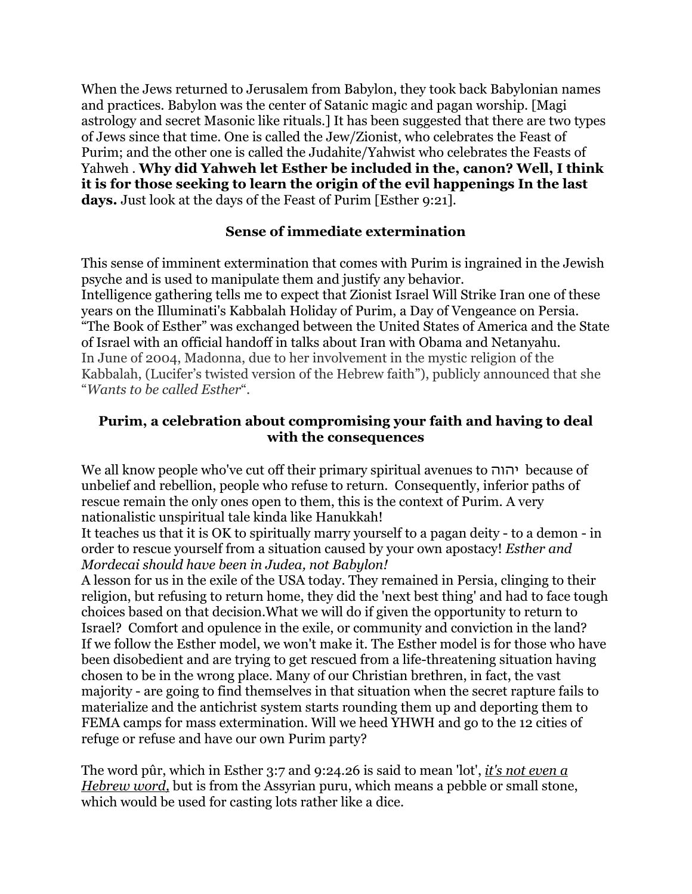When the Jews returned to Jerusalem from Babylon, they took back Babylonian names and practices. Babylon was the center of Satanic magic and pagan worship. [Magi astrology and secret Masonic like rituals.] It has been suggested that there are two types of Jews since that time. One is called the Jew/Zionist, who celebrates the Feast of Purim; and the other one is called the Judahite/Yahwist who celebrates the Feasts of Yahweh . **Why did Yahweh let Esther be included in the, canon? Well, I think it is for those seeking to learn the origin of the evil happenings In the last days.** Just look at the days of the Feast of Purim [Esther 9:21].

### Sense of immediate extermination

This sense of imminent extermination that comes with Purim is ingrained in the Jewish psyche and is used to manipulate them and justify any behavior.
Intelligence gathering tells me to expect that Zionist Israel Will Strike Iran one of these years on the Illuminati's Kabbalah Holiday of Purim, a Day of Vengeance on Persia.
"The Book of Esther" was exchanged between the United States of America and the State of Israel with an official handoff in talks about Iran with Obama and Netanyahu.
In June of 2004, Madonna, due to her involvement in the mystic religion of the Kabbalah, (Lucifer's twisted version of the Hebrew faith"), publicly announced that she "*Wants to be called Esther*".

### Purim, a celebration about compromising your faith and having to deal with the consequences

We all know people who've cut off their primary spiritual avenues to יהוה because of unbelief and rebellion, people who refuse to return. Consequently, inferior paths of rescue remain the only ones open to them, this is the context of Purim. A very nationalistic unspiritual tale kinda like Hanukkah!
It teaches us that it is OK to spiritually marry yourself to a pagan deity - to a demon - in order to rescue yourself from a situation caused by your own apostacy! *Esther and Mordecai should have been in Judea, not Babylon!*
A lesson for us in the exile of the USA today. They remained in Persia, clinging to their religion, but refusing to return home, they did the 'next best thing' and had to face tough choices based on that decision.What we will do if given the opportunity to return to Israel? Comfort and opulence in the exile, or community and conviction in the land?
If we follow the Esther model, we won't make it. The Esther model is for those who have been disobedient and are trying to get rescued from a life-threatening situation having chosen to be in the wrong place. Many of our Christian brethren, in fact, the vast majority - are going to find themselves in that situation when the secret rapture fails to materialize and the antichrist system starts rounding them up and deporting them to FEMA camps for mass extermination. Will we heed YHWH and go to the 12 cities of refuge or refuse and have our own Purim party?

The word pûr, which in Esther 3:7 and 9:24.26 is said to mean 'lot', ***it's not even a Hebrew word,*** but is from the Assyrian puru, which means a pebble or small stone, which would be used for casting lots rather like a dice.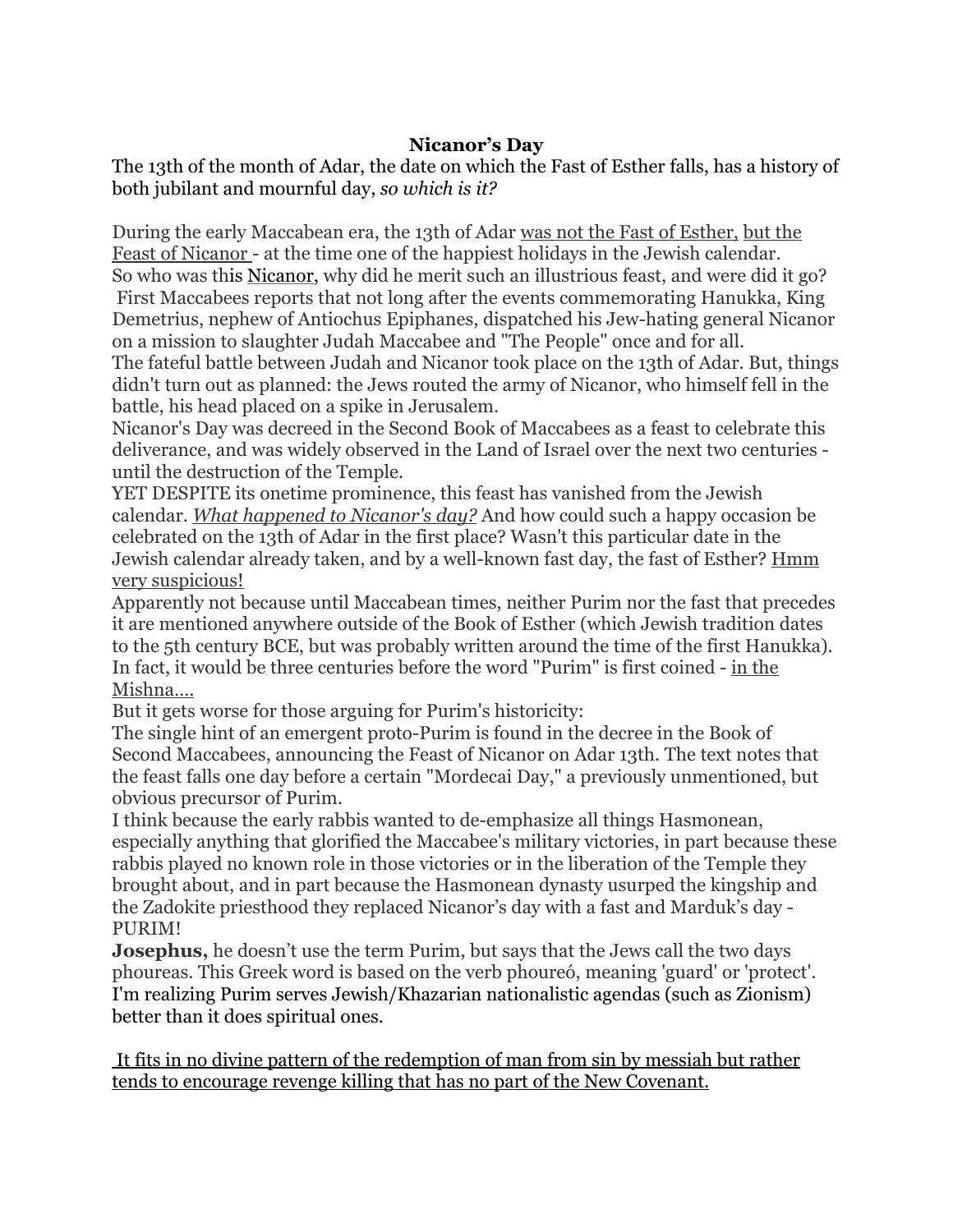**Nicanor's Day**

The 13th of the month of Adar, the date on which the Fast of Esther falls, has a history of both jubilant and mournful day, *so which is it?*

During the early Maccabean era, the 13th of Adar was not the Fast of Esther, but the Feast of Nicanor - at the time one of the happiest holidays in the Jewish calendar.
So who was this Nicanor, why did he merit such an illustrious feast, and were did it go?
First Maccabees reports that not long after the events commemorating Hanukka, King Demetrius, nephew of Antiochus Epiphanes, dispatched his Jew-hating general Nicanor on a mission to slaughter Judah Maccabee and "The People" once and for all.
The fateful battle between Judah and Nicanor took place on the 13th of Adar. But, things didn't turn out as planned: the Jews routed the army of Nicanor, who himself fell in the battle, his head placed on a spike in Jerusalem.
Nicanor's Day was decreed in the Second Book of Maccabees as a feast to celebrate this deliverance, and was widely observed in the Land of Israel over the next two centuries - until the destruction of the Temple.
YET DESPITE its onetime prominence, this feast has vanished from the Jewish calendar. *What happened to Nicanor's day?* And how could such a happy occasion be celebrated on the 13th of Adar in the first place? Wasn't this particular date in the Jewish calendar already taken, and by a well-known fast day, the fast of Esther? Hmm very suspicious!
Apparently not because until Maccabean times, neither Purim nor the fast that precedes it are mentioned anywhere outside of the Book of Esther (which Jewish tradition dates to the 5th century BCE, but was probably written around the time of the first Hanukka). In fact, it would be three centuries before the word "Purim" is first coined - in the Mishna....
But it gets worse for those arguing for Purim's historicity:
The single hint of an emergent proto-Purim is found in the decree in the Book of Second Maccabees, announcing the Feast of Nicanor on Adar 13th. The text notes that the feast falls one day before a certain "Mordecai Day," a previously unmentioned, but obvious precursor of Purim.
I think because the early rabbis wanted to de-emphasize all things Hasmonean, especially anything that glorified the Maccabee's military victories, in part because these rabbis played no known role in those victories or in the liberation of the Temple they brought about, and in part because the Hasmonean dynasty usurped the kingship and the Zadokite priesthood they replaced Nicanor's day with a fast and Marduk's day - PURIM!
**Josephus,** he doesn't use the term Purim, but says that the Jews call the two days phoureas. This Greek word is based on the verb phoureó, meaning 'guard' or 'protect'.
I'm realizing Purim serves Jewish/Khazarian nationalistic agendas (such as Zionism) better than it does spiritual ones.

It fits in no divine pattern of the redemption of man from sin by messiah but rather tends to encourage revenge killing that has no part of the New Covenant.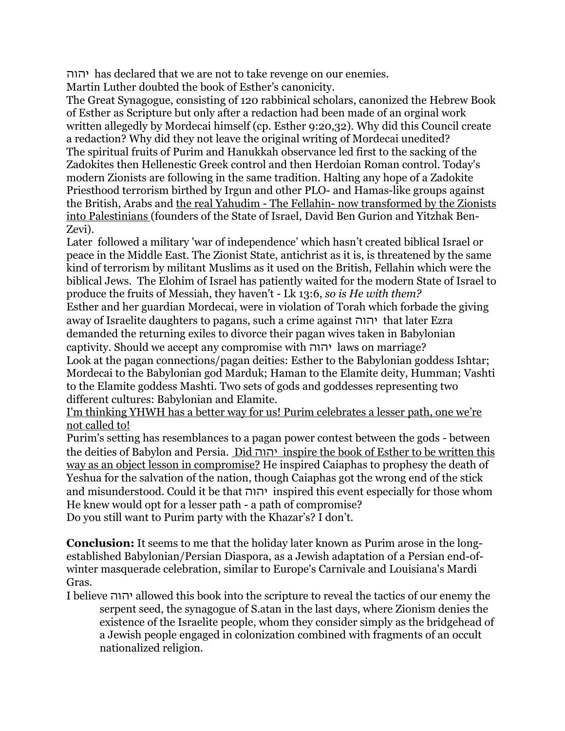יהוה has declared that we are not to take revenge on our enemies.
Martin Luther doubted the book of Esther's canonicity.
The Great Synagogue, consisting of 120 rabbinical scholars, canonized the Hebrew Book of Esther as Scripture but only after a redaction had been made of an orginal work written allegedly by Mordecai himself (cp. Esther 9:20,32). Why did this Council create a redaction? Why did they not leave the original writing of Mordecai unedited?
The spiritual fruits of Purim and Hanukkah observance led first to the sacking of the Zadokites then Hellenestic Greek control and then Herdoian Roman control. Today's modern Zionists are following in the same tradition. Halting any hope of a Zadokite Priesthood terrorism birthed by Irgun and other PLO- and Hamas-like groups against the British, Arabs and <u>the real Yahudim - The Fellahin- now transformed by the Zionists into Palestinians</u> (founders of the State of Israel, David Ben Gurion and Yitzhak Ben-Zevi).
Later followed a military 'war of independence' which hasn't created biblical Israel or peace in the Middle East. The Zionist State, antichrist as it is, is threatened by the same kind of terrorism by militant Muslims as it used on the British, Fellahin which were the biblical Jews. The Elohim of Israel has patiently waited for the modern State of Israel to produce the fruits of Messiah, they haven't - Lk 13:6, *so is He with them?*
Esther and her guardian Mordecai, were in violation of Torah which forbade the giving away of Israelite daughters to pagans, such a crime against יהוה that later Ezra demanded the returning exiles to divorce their pagan wives taken in Babylonian captivity. Should we accept any compromise with יהוה laws on marriage?
Look at the pagan connections/pagan deities: Esther to the Babylonian goddess Ishtar; Mordecai to the Babylonian god Marduk; Haman to the Elamite deity, Humman; Vashti to the Elamite goddess Mashti. Two sets of gods and goddesses representing two different cultures: Babylonian and Elamite.
<u>I'm thinking YHWH has a better way for us! Purim celebrates a lesser path, one we're not called to!</u>
Purim's setting has resemblances to a pagan power contest between the gods - between the deities of Babylon and Persia. <u>Did יהוה inspire the book of Esther to be written this way as an object lesson in compromise?</u> He inspired Caiaphas to prophesy the death of Yeshua for the salvation of the nation, though Caiaphas got the wrong end of the stick and misunderstood. Could it be that יהוה inspired this event especially for those whom He knew would opt for a lesser path - a path of compromise?
Do you still want to Purim party with the Khazar's? I don't.

**Conclusion:** It seems to me that the holiday later known as Purim arose in the long-established Babylonian/Persian Diaspora, as a Jewish adaptation of a Persian end-of-winter masquerade celebration, similar to Europe's Carnivale and Louisiana's Mardi Gras.

I believe יהוה allowed this book into the scripture to reveal the tactics of our enemy the serpent seed, the synagogue of S.atan in the last days, where Zionism denies the existence of the Israelite people, whom they consider simply as the bridgehead of a Jewish people engaged in colonization combined with fragments of an occult nationalized religion.